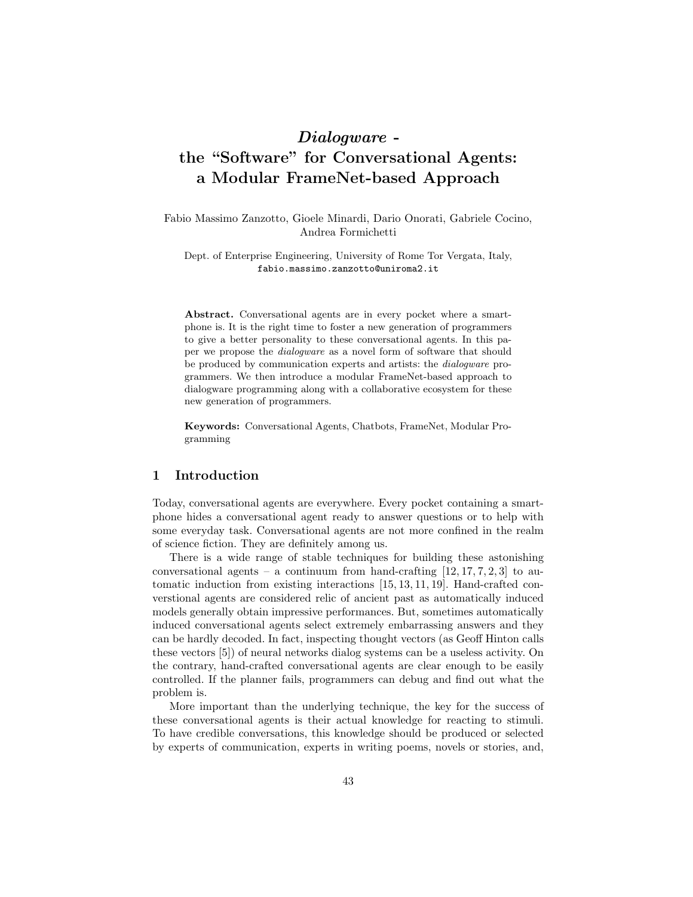# *Dialogware* - the "Software" for Conversational Agents: a Modular FrameNet-based Approach

Fabio Massimo Zanzotto, Gioele Minardi, Dario Onorati, Gabriele Cocino, Andrea Formichetti

Dept. of Enterprise Engineering, University of Rome Tor Vergata, Italy, fabio.massimo.zanzotto@uniroma2.it

**Abstract.** Conversational agents are in every pocket where a smartphone is. It is the right time to foster a new generation of programmers to give a better personality to these conversational agents. In this paper we propose the *dialogware* as a novel form of software that should be produced by communication experts and artists: the *dialogware* programmers. We then introduce a modular FrameNet-based approach to dialogware programming along with a collaborative ecosystem for these new generation of programmers.

**Keywords:** Conversational Agents, Chatbots, FrameNet, Modular Programming

## 1 Introduction

Today, conversational agents are everywhere. Every pocket containing a smartphone hides a conversational agent ready to answer questions or to help with some everyday task. Conversational agents are not more confined in the realm of science fiction. They are definitely among us.

There is a wide range of stable techniques for building these astonishing conversational agents – a continuum from hand-crafting [12, 17, 7, 2, 3] to automatic induction from existing interactions [15, 13, 11, 19]. Hand-crafted converstional agents are considered relic of ancient past as automatically induced models generally obtain impressive performances. But, sometimes automatically induced conversational agents select extremely embarrassing answers and they can be hardly decoded. In fact, inspecting thought vectors (as Geoff Hinton calls these vectors [5]) of neural networks dialog systems can be a useless activity. On the contrary, hand-crafted conversational agents are clear enough to be easily controlled. If the planner fails, programmers can debug and find out what the problem is.

More important than the underlying technique, the key for the success of these conversational agents is their actual knowledge for reacting to stimuli. To have credible conversations, this knowledge should be produced or selected by experts of communication, experts in writing poems, novels or stories, and,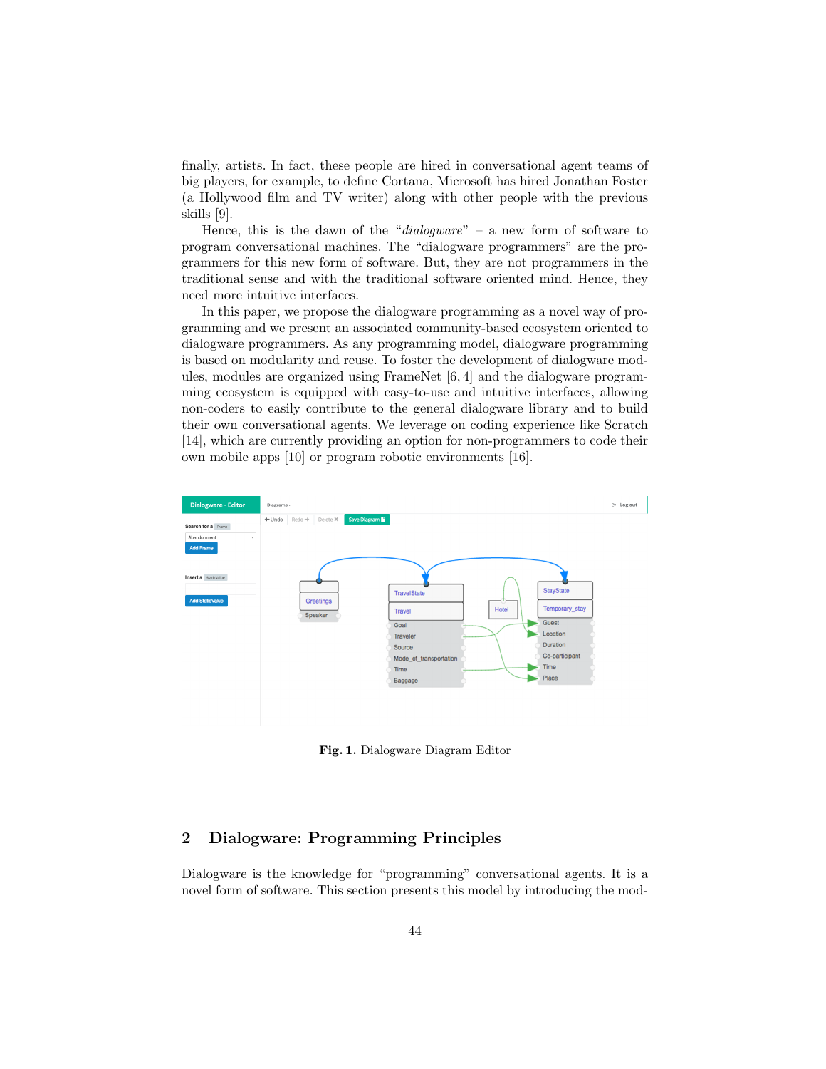finally, artists. In fact, these people are hired in conversational agent teams of big players, for example, to define Cortana, Microsoft has hired Jonathan Foster (a Hollywood film and TV writer) along with other people with the previous skills [9].

Hence, this is the dawn of the "*dialogware*" – a new form of software to program conversational machines. The "dialogware programmers" are the programmers for this new form of software. But, they are not programmers in the traditional sense and with the traditional software oriented mind. Hence, they need more intuitive interfaces.

In this paper, we propose the dialogware programming as a novel way of programming and we present an associated community-based ecosystem oriented to dialogware programmers. As any programming model, dialogware programming is based on modularity and reuse. To foster the development of dialogware modules, modules are organized using FrameNet [6, 4] and the dialogware programming ecosystem is equipped with easy-to-use and intuitive interfaces, allowing non-coders to easily contribute to the general dialogware library and to build their own conversational agents. We leverage on coding experience like Scratch [14], which are currently providing an option for non-programmers to code their own mobile apps [10] or program robotic environments [16].

**Fig. 1.** Dialogware Diagram Editor

## 2 Dialogware: Programming Principles

Dialogware is the knowledge for "programming" conversational agents. It is a novel form of software. This section presents this model by introducing the mod-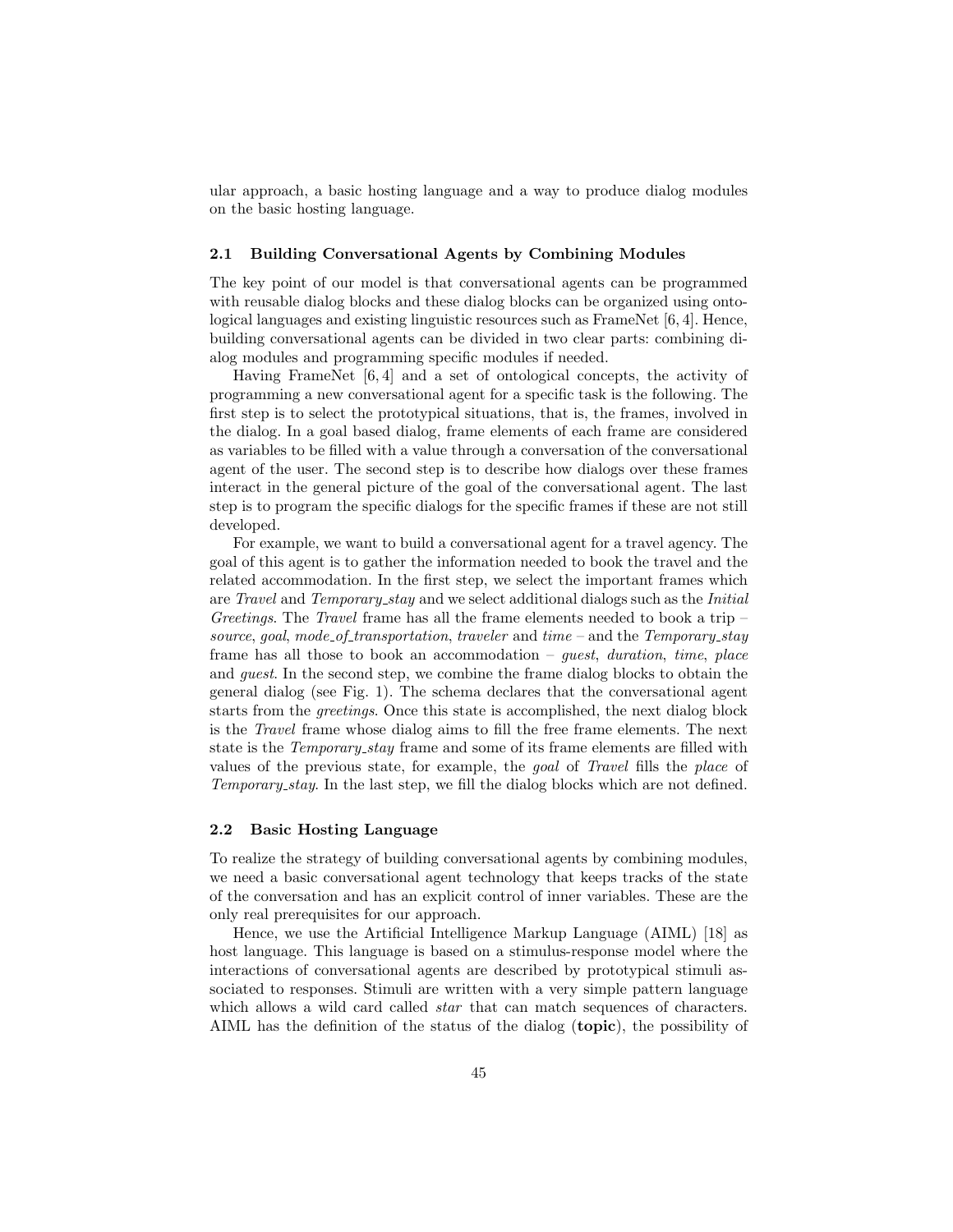ular approach, a basic hosting language and a way to produce dialog modules on the basic hosting language.

### 2.1 Building Conversational Agents by Combining Modules

The key point of our model is that conversational agents can be programmed with reusable dialog blocks and these dialog blocks can be organized using ontological languages and existing linguistic resources such as FrameNet [6, 4]. Hence, building conversational agents can be divided in two clear parts: combining dialog modules and programming specific modules if needed.

Having FrameNet [6, 4] and a set of ontological concepts, the activity of programming a new conversational agent for a specific task is the following. The first step is to select the prototypical situations, that is, the frames, involved in the dialog. In a goal based dialog, frame elements of each frame are considered as variables to be filled with a value through a conversation of the conversational agent of the user. The second step is to describe how dialogs over these frames interact in the general picture of the goal of the conversational agent. The last step is to program the specific dialogs for the specific frames if these are not still developed.

For example, we want to build a conversational agent for a travel agency. The goal of this agent is to gather the information needed to book the travel and the related accommodation. In the first step, we select the important frames which are *Travel* and *Temporary_stay* and we select additional dialogs such as the *Initial Greetings*. The *Travel* frame has all the frame elements needed to book a trip – *source*, *goal*, *mode_of_transportation*, *traveler* and *time* – and the *Temporary_stay* frame has all those to book an accommodation – *guest*, *duration*, *time*, *place* and *guest*. In the second step, we combine the frame dialog blocks to obtain the general dialog (see Fig. 1). The schema declares that the conversational agent starts from the *greetings*. Once this state is accomplished, the next dialog block is the *Travel* frame whose dialog aims to fill the free frame elements. The next state is the *Temporary_stay* frame and some of its frame elements are filled with values of the previous state, for example, the *goal* of *Travel* fills the *place* of *Temporary_stay*. In the last step, we fill the dialog blocks which are not defined.

### 2.2 Basic Hosting Language

To realize the strategy of building conversational agents by combining modules, we need a basic conversational agent technology that keeps tracks of the state of the conversation and has an explicit control of inner variables. These are the only real prerequisites for our approach.

Hence, we use the Artificial Intelligence Markup Language (AIML) [18] as host language. This language is based on a stimulus-response model where the interactions of conversational agents are described by prototypical stimuli associated to responses. Stimuli are written with a very simple pattern language which allows a wild card called *star* that can match sequences of characters. AIML has the definition of the status of the dialog (**topic**), the possibility of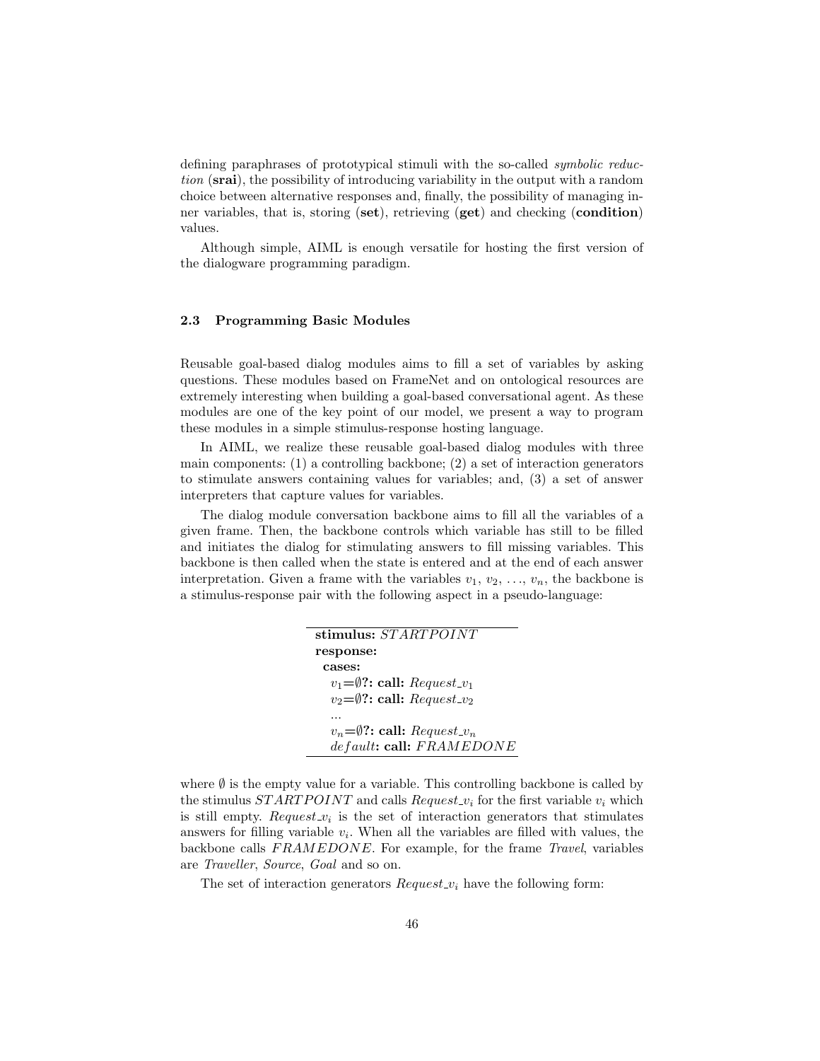defining paraphrases of prototypical stimuli with the so-called *symbolic reduction* (**srai**), the possibility of introducing variability in the output with a random choice between alternative responses and, finally, the possibility of managing inner variables, that is, storing (**set**), retrieving (**get**) and checking (**condition**) values.

Although simple, AIML is enough versatile for hosting the first version of the dialogware programming paradigm.

### 2.3 Programming Basic Modules

Reusable goal-based dialog modules aims to fill a set of variables by asking questions. These modules based on FrameNet and on ontological resources are extremely interesting when building a goal-based conversational agent. As these modules are one of the key point of our model, we present a way to program these modules in a simple stimulus-response hosting language.

In AIML, we realize these reusable goal-based dialog modules with three main components: (1) a controlling backbone; (2) a set of interaction generators to stimulate answers containing values for variables; and, (3) a set of answer interpreters that capture values for variables.

The dialog module conversation backbone aims to fill all the variables of a given frame. Then, the backbone controls which variable has still to be filled and initiates the dialog for stimulating answers to fill missing variables. This backbone is then called when the state is entered and at the end of each answer interpretation. Given a frame with the variables $v_1$, $v_2$, ..., $v_n$, the backbone is a stimulus-response pair with the following aspect in a pseudo-language:

**stimulus:** $STARTPOINT$
**response:**
  **cases:**
    $v_1 = \emptyset$**?: call:** $Request\_v_1$
    $v_2 = \emptyset$**?: call:** $Request\_v_2$
    ...
    $v_n = \emptyset$**?: call:** $Request\_v_n$
    $default$**: call:** $FRAMEDONE$

where $\emptyset$ is the empty value for a variable. This controlling backbone is called by the stimulus $STARTPOINT$ and calls $Request\_v_i$ for the first variable $v_i$ which is still empty. $Request\_v_i$ is the set of interaction generators that stimulates answers for filling variable $v_i$. When all the variables are filled with values, the backbone calls $FRAMEDONE$. For example, for the frame *Travel*, variables are *Traveller*, *Source*, *Goal* and so on.

The set of interaction generators $Request\_v_i$ have the following form: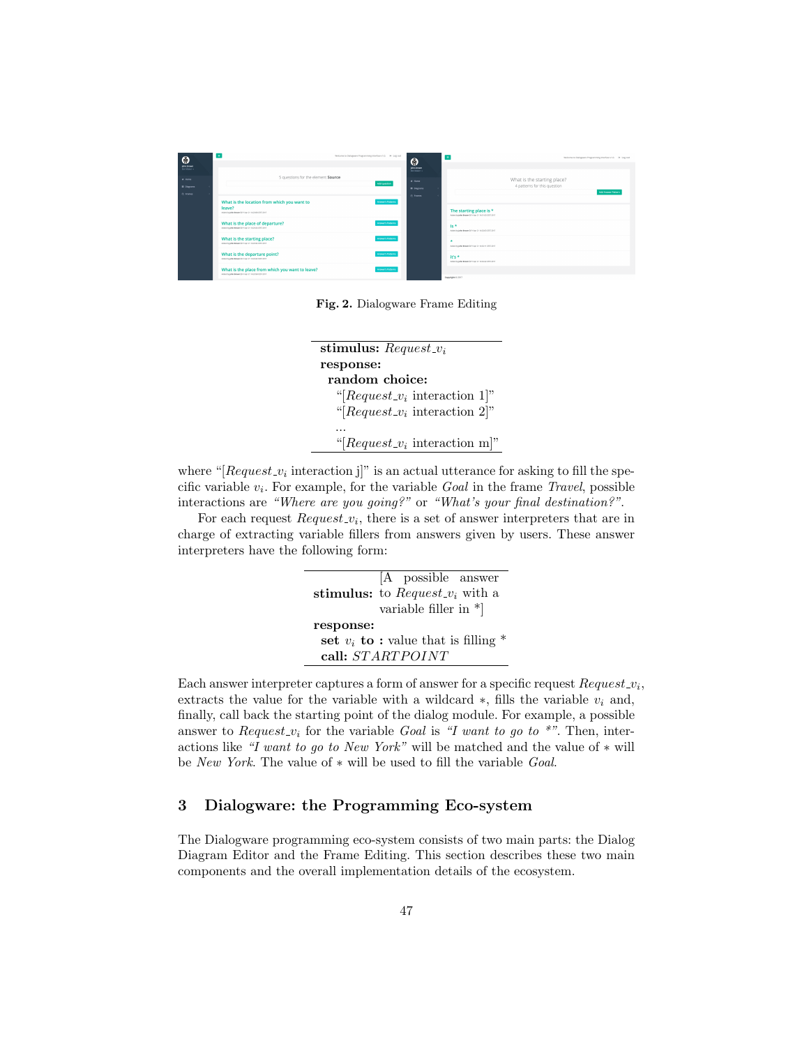Fig. 2. Dialogware Frame Editing

**stimulus:** $Request\_v_i$
**response:**
**random choice:**
"[$Request\_v_i$ interaction 1]"
"[$Request\_v_i$ interaction 2]"
...
"[$Request\_v_i$ interaction m]"

where "[$Request\_v_i$ interaction j]" is an actual utterance for asking to fill the specific variable $v_i$. For example, for the variable *Goal* in the frame *Travel*, possible interactions are *"Where are you going?"* or *"What's your final destination?"*.

For each request $Request\_v_i$, there is a set of answer interpreters that are in charge of extracting variable fillers from answers given by users. These answer interpreters have the following form:

**stimulus:** [A possible answer to $Request\_v_i$ with a variable filler in *]
**response:**
**set** $v_i$ **to :** value that is filling *
**call:** $STARTPOINT$

Each answer interpreter captures a form of answer for a specific request $Request\_v_i$, extracts the value for the variable with a wildcard $*$, fills the variable $v_i$ and, finally, call back the starting point of the dialog module. For example, a possible answer to $Request\_v_i$ for the variable *Goal* is *"I want to go to \*"*. Then, interactions like *"I want to go to New York"* will be matched and the value of $*$ will be *New York*. The value of $*$ will be used to fill the variable *Goal*.

## 3 Dialogware: the Programming Eco-system

The Dialogware programming eco-system consists of two main parts: the Dialog Diagram Editor and the Frame Editing. This section describes these two main components and the overall implementation details of the ecosystem.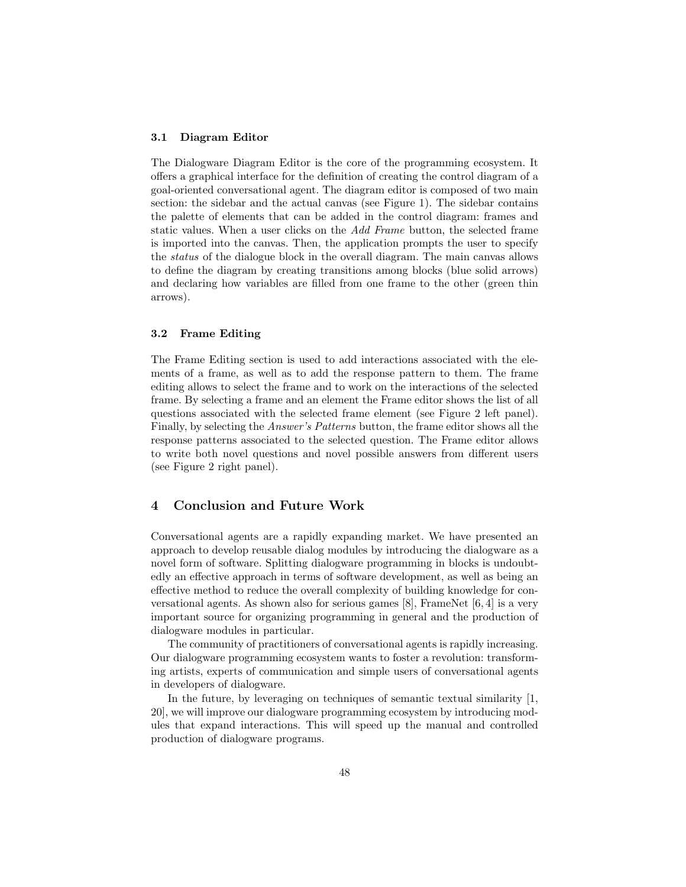### 3.1 Diagram Editor

The Dialogware Diagram Editor is the core of the programming ecosystem. It offers a graphical interface for the definition of creating the control diagram of a goal-oriented conversational agent. The diagram editor is composed of two main section: the sidebar and the actual canvas (see Figure 1). The sidebar contains the palette of elements that can be added in the control diagram: frames and static values. When a user clicks on the *Add Frame* button, the selected frame is imported into the canvas. Then, the application prompts the user to specify the *status* of the dialogue block in the overall diagram. The main canvas allows to define the diagram by creating transitions among blocks (blue solid arrows) and declaring how variables are filled from one frame to the other (green thin arrows).

### 3.2 Frame Editing

The Frame Editing section is used to add interactions associated with the elements of a frame, as well as to add the response pattern to them. The frame editing allows to select the frame and to work on the interactions of the selected frame. By selecting a frame and an element the Frame editor shows the list of all questions associated with the selected frame element (see Figure 2 left panel). Finally, by selecting the *Answer's Patterns* button, the frame editor shows all the response patterns associated to the selected question. The Frame editor allows to write both novel questions and novel possible answers from different users (see Figure 2 right panel).

## 4 Conclusion and Future Work

Conversational agents are a rapidly expanding market. We have presented an approach to develop reusable dialog modules by introducing the dialogware as a novel form of software. Splitting dialogware programming in blocks is undoubtedly an effective approach in terms of software development, as well as being an effective method to reduce the overall complexity of building knowledge for conversational agents. As shown also for serious games [8], FrameNet [6, 4] is a very important source for organizing programming in general and the production of dialogware modules in particular.

The community of practitioners of conversational agents is rapidly increasing. Our dialogware programming ecosystem wants to foster a revolution: transforming artists, experts of communication and simple users of conversational agents in developers of dialogware.

In the future, by leveraging on techniques of semantic textual similarity [1, 20], we will improve our dialogware programming ecosystem by introducing modules that expand interactions. This will speed up the manual and controlled production of dialogware programs.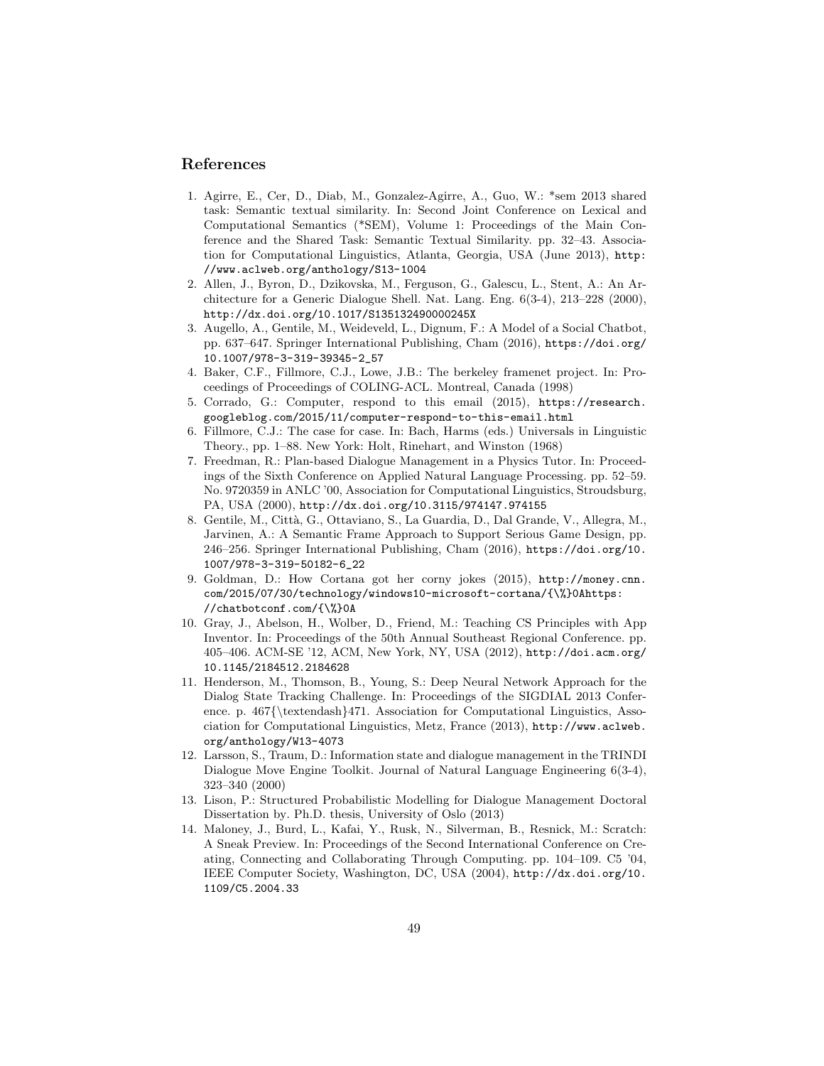## References

1. Agirre, E., Cer, D., Diab, M., Gonzalez-Agirre, A., Guo, W.: *sem 2013 shared task: Semantic textual similarity. In: Second Joint Conference on Lexical and Computational Semantics (*SEM), Volume 1: Proceedings of the Main Conference and the Shared Task: Semantic Textual Similarity. pp. 32–43. Association for Computational Linguistics, Atlanta, Georgia, USA (June 2013), http://www.aclweb.org/anthology/S13-1004
2. Allen, J., Byron, D., Dzikovska, M., Ferguson, G., Galescu, L., Stent, A.: An Architecture for a Generic Dialogue Shell. Nat. Lang. Eng. 6(3-4), 213–228 (2000), http://dx.doi.org/10.1017/S135132490000245X
3. Augello, A., Gentile, M., Weideveld, L., Dignum, F.: A Model of a Social Chatbot, pp. 637–647. Springer International Publishing, Cham (2016), https://doi.org/10.1007/978-3-319-39345-2_57
4. Baker, C.F., Fillmore, C.J., Lowe, J.B.: The berkeley framenet project. In: Proceedings of Proceedings of COLING-ACL. Montreal, Canada (1998)
5. Corrado, G.: Computer, respond to this email (2015), https://research.googleblog.com/2015/11/computer-respond-to-this-email.html
6. Fillmore, C.J.: The case for case. In: Bach, Harms (eds.) Universals in Linguistic Theory., pp. 1–88. New York: Holt, Rinehart, and Winston (1968)
7. Freedman, R.: Plan-based Dialogue Management in a Physics Tutor. In: Proceedings of the Sixth Conference on Applied Natural Language Processing. pp. 52–59. No. 9720359 in ANLC '00, Association for Computational Linguistics, Stroudsburg, PA, USA (2000), http://dx.doi.org/10.3115/974147.974155
8. Gentile, M., Città, G., Ottaviano, S., La Guardia, D., Dal Grande, V., Allegra, M., Jarvinen, A.: A Semantic Frame Approach to Support Serious Game Design, pp. 246–256. Springer International Publishing, Cham (2016), https://doi.org/10.1007/978-3-319-50182-6_22
9. Goldman, D.: How Cortana got her corny jokes (2015), http://money.cnn.com/2015/07/30/technology/windows10-microsoft-cortana/{\%}0Ahttps://chatbotconf.com/{\%}0A
10. Gray, J., Abelson, H., Wolber, D., Friend, M.: Teaching CS Principles with App Inventor. In: Proceedings of the 50th Annual Southeast Regional Conference. pp. 405–406. ACM-SE '12, ACM, New York, NY, USA (2012), http://doi.acm.org/10.1145/2184512.2184628
11. Henderson, M., Thomson, B., Young, S.: Deep Neural Network Approach for the Dialog State Tracking Challenge. In: Proceedings of the SIGDIAL 2013 Conference. p. 467{\textendash}471. Association for Computational Linguistics, Association for Computational Linguistics, Metz, France (2013), http://www.aclweb.org/anthology/W13-4073
12. Larsson, S., Traum, D.: Information state and dialogue management in the TRINDI Dialogue Move Engine Toolkit. Journal of Natural Language Engineering 6(3-4), 323–340 (2000)
13. Lison, P.: Structured Probabilistic Modelling for Dialogue Management Doctoral Dissertation by. Ph.D. thesis, University of Oslo (2013)
14. Maloney, J., Burd, L., Kafai, Y., Rusk, N., Silverman, B., Resnick, M.: Scratch: A Sneak Preview. In: Proceedings of the Second International Conference on Creating, Connecting and Collaborating Through Computing. pp. 104–109. C5 '04, IEEE Computer Society, Washington, DC, USA (2004), http://dx.doi.org/10.1109/C5.2004.33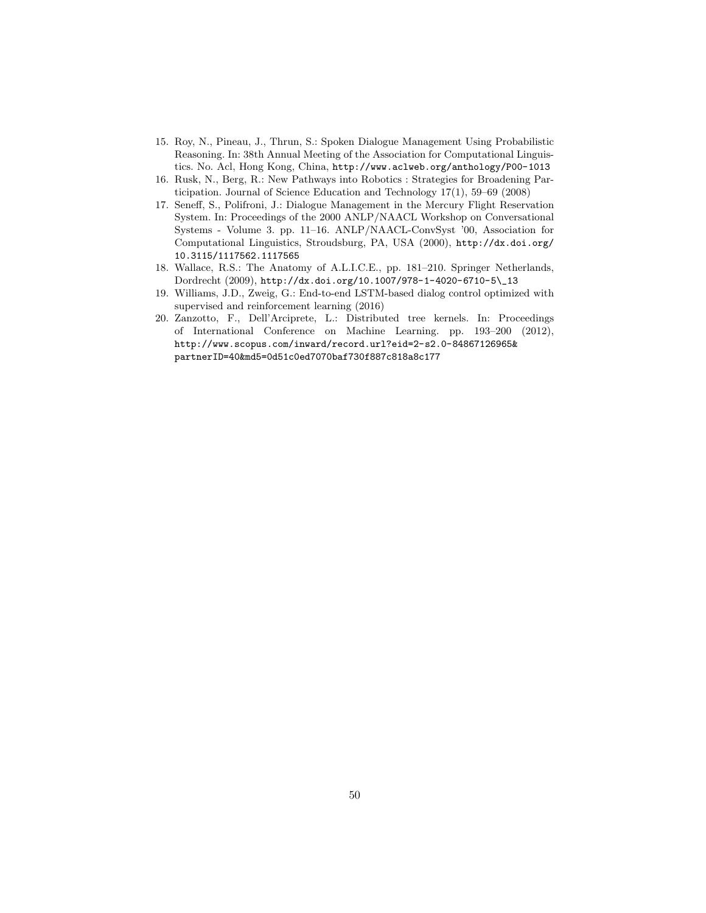15. Roy, N., Pineau, J., Thrun, S.: Spoken Dialogue Management Using Probabilistic Reasoning. In: 38th Annual Meeting of the Association for Computational Linguistics. No. Acl, Hong Kong, China, http://www.aclweb.org/anthology/P00-1013
16. Rusk, N., Berg, R.: New Pathways into Robotics : Strategies for Broadening Participation. Journal of Science Education and Technology 17(1), 59–69 (2008)
17. Seneff, S., Polifroni, J.: Dialogue Management in the Mercury Flight Reservation System. In: Proceedings of the 2000 ANLP/NAACL Workshop on Conversational Systems - Volume 3. pp. 11–16. ANLP/NAACL-ConvSyst '00, Association for Computational Linguistics, Stroudsburg, PA, USA (2000), http://dx.doi.org/10.3115/1117562.1117565
18. Wallace, R.S.: The Anatomy of A.L.I.C.E., pp. 181–210. Springer Netherlands, Dordrecht (2009), http://dx.doi.org/10.1007/978-1-4020-6710-5\_13
19. Williams, J.D., Zweig, G.: End-to-end LSTM-based dialog control optimized with supervised and reinforcement learning (2016)
20. Zanzotto, F., Dell'Arciprete, L.: Distributed tree kernels. In: Proceedings of International Conference on Machine Learning. pp. 193–200 (2012), http://www.scopus.com/inward/record.url?eid=2-s2.0-84867126965&partnerID=40&md5=0d51c0ed7070baf730f887c818a8c177